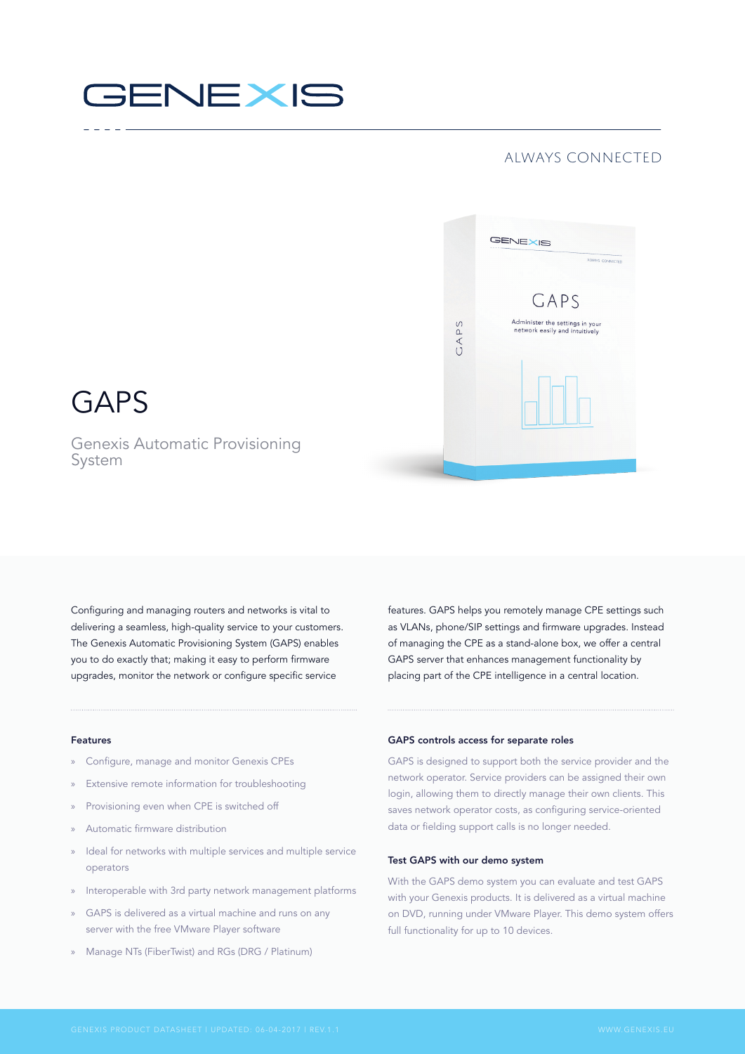GENEXIS

ALWAYS CONNECTED

# GAPS

Genexis Automatic Provisioning System

Configuring and managing routers and networks is vital to delivering a seamless, high-quality service to your customers. The Genexis Automatic Provisioning System (GAPS) enables you to do exactly that; making it easy to perform firmware upgrades, monitor the network or configure specific service features. GAPS helps you remotely manage CPE settings such as VLANs, phone/SIP settings and firmware upgrades. Instead of managing the CPE as a stand-alone box, we offer a central GAPS server that enhances management functionality by placing part of the CPE intelligence in a central location.

### Features

- Configure, manage and monitor Genexis CPEs
- Extensive remote information for troubleshooting
- Provisioning even when CPE is switched off
- Automatic firmware distribution
- Ideal for networks with multiple services and multiple service operators
- Interoperable with 3rd party network management platforms
- GAPS is delivered as a virtual machine and runs on any server with the free VMware Player software
- Manage NTs (FiberTwist) and RGs (DRG / Platinum)

### GAPS controls access for separate roles

GAPS is designed to support both the service provider and the network operator. Service providers can be assigned their own login, allowing them to directly manage their own clients. This saves network operator costs, as configuring service-oriented data or fielding support calls is no longer needed.

### Test GAPS with our demo system

With the GAPS demo system you can evaluate and test GAPS with your Genexis products. It is delivered as a virtual machine on DVD, running under VMware Player. This demo system offers full functionality for up to 10 devices.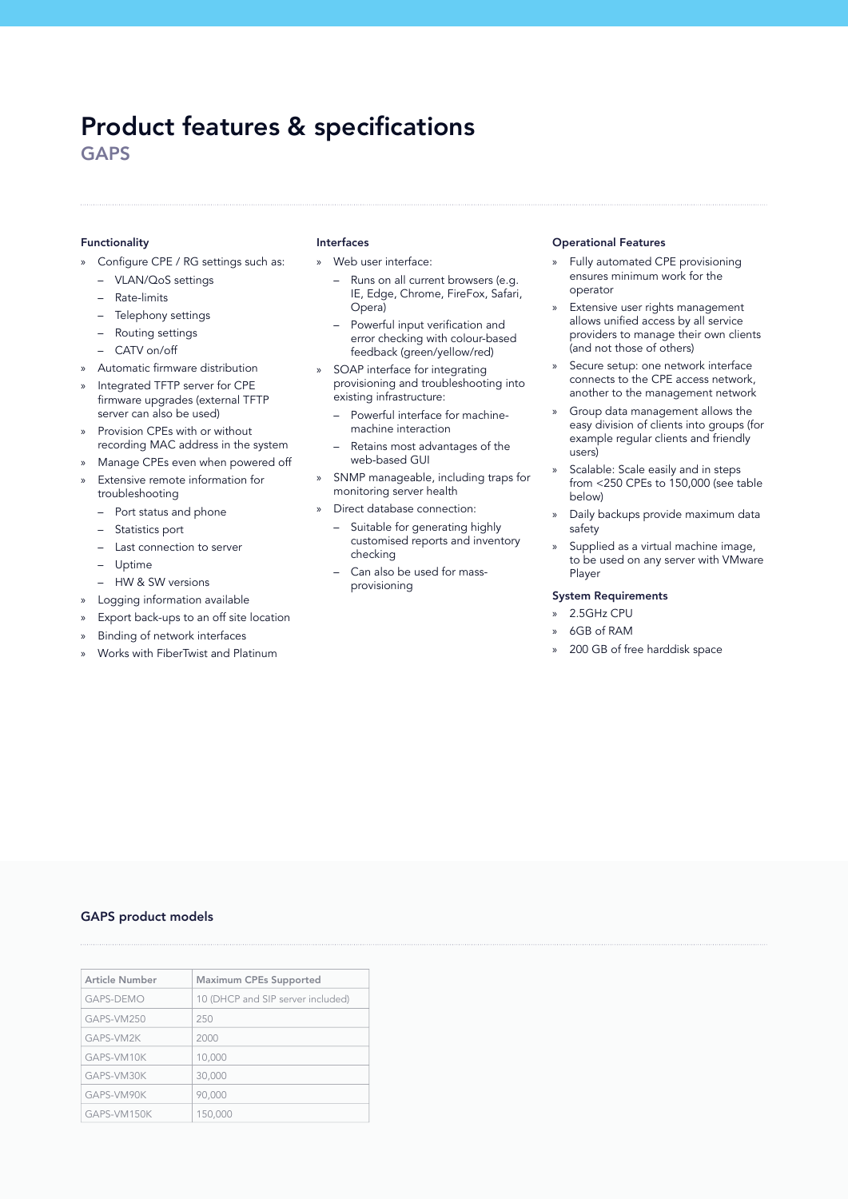# Product features & specifications

## GAPS

### Functionality

- Configure CPE / RG settings such as:
  - VLAN/QoS settings
  - Rate-limits
  - Telephony settings
  - Routing settings
  - CATV on/off
- Automatic firmware distribution
- Integrated TFTP server for CPE firmware upgrades (external TFTP server can also be used)
- Provision CPEs with or without recording MAC address in the system
- Manage CPEs even when powered off
- Extensive remote information for troubleshooting
  - Port status and phone
  - Statistics port
  - Last connection to server
  - Uptime
  - HW & SW versions
- Logging information available
- Export back-ups to an off site location
- Binding of network interfaces
- Works with FiberTwist and Platinum

### Interfaces

- Web user interface:
  - Runs on all current browsers (e.g. IE, Edge, Chrome, FireFox, Safari, Opera)
  - Powerful input verification and error checking with colour-based feedback (green/yellow/red)
- SOAP interface for integrating provisioning and troubleshooting into existing infrastructure:
  - Powerful interface for machine-machine interaction
  - Retains most advantages of the web-based GUI
- SNMP manageable, including traps for monitoring server health
- Direct database connection:
  - Suitable for generating highly customised reports and inventory checking
  - Can also be used for mass-provisioning

### Operational Features

- Fully automated CPE provisioning ensures minimum work for the operator
- Extensive user rights management allows unified access by all service providers to manage their own clients (and not those of others)
- Secure setup: one network interface connects to the CPE access network, another to the management network
- Group data management allows the easy division of clients into groups (for example regular clients and friendly users)
- Scalable: Scale easily and in steps from <250 CPEs to 150,000 (see table below)
- Daily backups provide maximum data safety
- Supplied as a virtual machine image, to be used on any server with VMware Player

### System Requirements

- 2.5GHz CPU
- 6GB of RAM
- 200 GB of free harddisk space

### GAPS product models

| Article Number | Maximum CPEs Supported |
|---|---|
| GAPS-DEMO | 10 (DHCP and SIP server included) |
| GAPS-VM250 | 250 |
| GAPS-VM2K | 2000 |
| GAPS-VM10K | 10,000 |
| GAPS-VM30K | 30,000 |
| GAPS-VM90K | 90,000 |
| GAPS-VM150K | 150,000 |